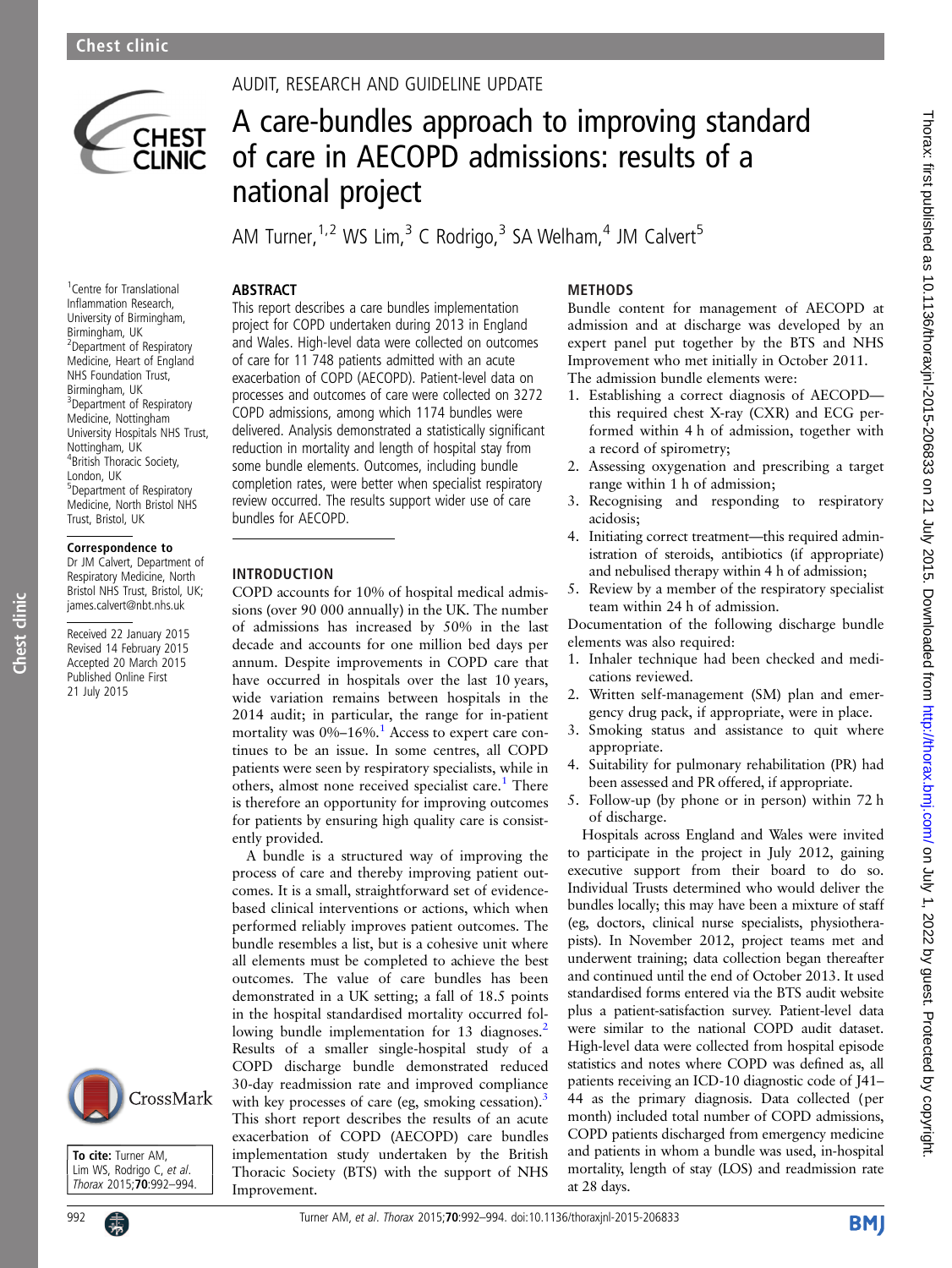AUDIT, RESEARCH AND GUIDELINE UPDATE

# A care-bundles approach to improving standard of care in AECOPD admissions: results of a national project

AM Turner,[1,2] WS Lim,[3] C Rodrigo,[3] SA Welham,[4] JM Calvert[5]

[1]Centre for Translational Inflammation Research, University of Birmingham, Birmingham, UK
[2]Department of Respiratory Medicine, Heart of England NHS Foundation Trust, Birmingham, UK
[3]Department of Respiratory Medicine, Nottingham University Hospitals NHS Trust, Nottingham, UK
[4]British Thoracic Society, London, UK
[5]Department of Respiratory Medicine, North Bristol NHS Trust, Bristol, UK

**Correspondence to**
Dr JM Calvert, Department of Respiratory Medicine, North Bristol NHS Trust, Bristol, UK; james.calvert@nbt.nhs.uk

Received 22 January 2015
Revised 14 February 2015
Accepted 20 March 2015
Published Online First 21 July 2015

## ABSTRACT

This report describes a care bundles implementation project for COPD undertaken during 2013 in England and Wales. High-level data were collected on outcomes of care for 11 748 patients admitted with an acute exacerbation of COPD (AECOPD). Patient-level data on processes and outcomes of care were collected on 3272 COPD admissions, among which 1174 bundles were delivered. Analysis demonstrated a statistically significant reduction in mortality and length of hospital stay from some bundle elements. Outcomes, including bundle completion rates, were better when specialist respiratory review occurred. The results support wider use of care bundles for AECOPD.

## INTRODUCTION

COPD accounts for 10% of hospital medical admissions (over 90 000 annually) in the UK. The number of admissions has increased by 50% in the last decade and accounts for one million bed days per annum. Despite improvements in COPD care that have occurred in hospitals over the last 10 years, wide variation remains between hospitals in the 2014 audit; in particular, the range for in-patient mortality was 0%–16%.[1] Access to expert care continues to be an issue. In some centres, all COPD patients were seen by respiratory specialists, while in others, almost none received specialist care.[1] There is therefore an opportunity for improving outcomes for patients by ensuring high quality care is consistently provided.

A bundle is a structured way of improving the process of care and thereby improving patient outcomes. It is a small, straightforward set of evidence-based clinical interventions or actions, which when performed reliably improves patient outcomes. The bundle resembles a list, but is a cohesive unit where all elements must be completed to achieve the best outcomes. The value of care bundles has been demonstrated in a UK setting; a fall of 18.5 points in the hospital standardised mortality occurred following bundle implementation for 13 diagnoses.[2] Results of a smaller single-hospital study of a COPD discharge bundle demonstrated reduced 30-day readmission rate and improved compliance with key processes of care (eg, smoking cessation).[3] This short report describes the results of an acute exacerbation of COPD (AECOPD) care bundles implementation study undertaken by the British Thoracic Society (BTS) with the support of NHS Improvement.

## METHODS

Bundle content for management of AECOPD at admission and at discharge was developed by an expert panel put together by the BTS and NHS Improvement who met initially in October 2011.

The admission bundle elements were:

1. Establishing a correct diagnosis of AECOPD—this required chest X-ray (CXR) and ECG performed within 4 h of admission, together with a record of spirometry;
2. Assessing oxygenation and prescribing a target range within 1 h of admission;
3. Recognising and responding to respiratory acidosis;
4. Initiating correct treatment—this required administration of steroids, antibiotics (if appropriate) and nebulised therapy within 4 h of admission;
5. Review by a member of the respiratory specialist team within 24 h of admission.

Documentation of the following discharge bundle elements was also required:

1. Inhaler technique had been checked and medications reviewed.
2. Written self-management (SM) plan and emergency drug pack, if appropriate, were in place.
3. Smoking status and assistance to quit where appropriate.
4. Suitability for pulmonary rehabilitation (PR) had been assessed and PR offered, if appropriate.
5. Follow-up (by phone or in person) within 72 h of discharge.

Hospitals across England and Wales were invited to participate in the project in July 2012, gaining executive support from their board to do so. Individual Trusts determined who would deliver the bundles locally; this may have been a mixture of staff (eg, doctors, clinical nurse specialists, physiotherapists). In November 2012, project teams met and underwent training; data collection began thereafter and continued until the end of October 2013. It used standardised forms entered via the BTS audit website plus a patient-satisfaction survey. Patient-level data were similar to the national COPD audit dataset. High-level data were collected from hospital episode statistics and notes where COPD was defined as, all patients receiving an ICD-10 diagnostic code of J41–44 as the primary diagnosis. Data collected (per month) included total number of COPD admissions, COPD patients discharged from emergency medicine and patients in whom a bundle was used, in-hospital mortality, length of stay (LOS) and readmission rate at 28 days.

**To cite:** Turner AM, Lim WS, Rodrigo C, et al. *Thorax* 2015;**70**:992–994.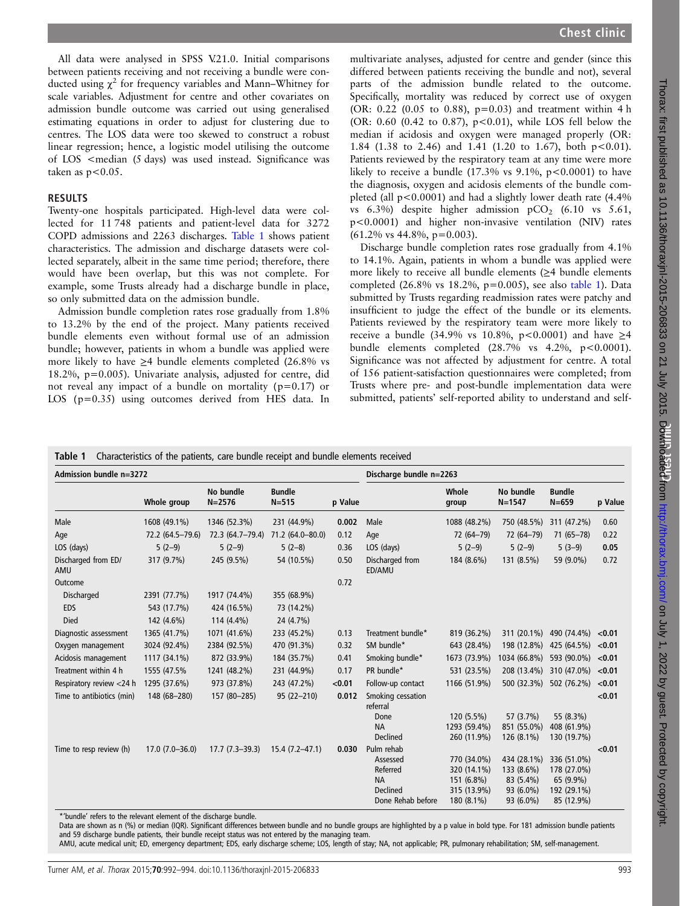All data were analysed in SPSS V.21.0. Initial comparisons between patients receiving and not receiving a bundle were conducted using $\chi^2$ for frequency variables and Mann–Whitney for scale variables. Adjustment for centre and other covariates on admission bundle outcome was carried out using generalised estimating equations in order to adjust for clustering due to centres. The LOS data were too skewed to construct a robust linear regression; hence, a logistic model utilising the outcome of LOS <median (5 days) was used instead. Significance was taken as $p<0.05$.

## RESULTS

Twenty-one hospitals participated. High-level data were collected for 11 748 patients and patient-level data for 3272 COPD admissions and 2263 discharges. Table 1 shows patient characteristics. The admission and discharge datasets were collected separately, albeit in the same time period; therefore, there would have been overlap, but this was not complete. For example, some Trusts already had a discharge bundle in place, so only submitted data on the admission bundle.

Admission bundle completion rates rose gradually from 1.8% to 13.2% by the end of the project. Many patients received bundle elements even without formal use of an admission bundle; however, patients in whom a bundle was applied were more likely to have ≥4 bundle elements completed (26.8% vs 18.2%, p=0.005). Univariate analysis, adjusted for centre, did not reveal any impact of a bundle on mortality (p=0.17) or LOS (p=0.35) using outcomes derived from HES data. In multivariate analyses, adjusted for centre and gender (since this differed between patients receiving the bundle and not), several parts of the admission bundle related to the outcome. Specifically, mortality was reduced by correct use of oxygen (OR: 0.22 (0.05 to 0.88), p=0.03) and treatment within 4 h (OR: 0.60 (0.42 to 0.87), p<0.01), while LOS fell below the median if acidosis and oxygen were managed properly (OR: 1.84 (1.38 to 2.46) and 1.41 (1.20 to 1.67), both p<0.01). Patients reviewed by the respiratory team at any time were more likely to receive a bundle (17.3% vs 9.1%, p<0.0001) to have the diagnosis, oxygen and acidosis elements of the bundle completed (all p<0.0001) and had a slightly lower death rate (4.4% vs 6.3%) despite higher admission $pCO_2$ (6.10 vs 5.61, p<0.0001) and higher non-invasive ventilation (NIV) rates (61.2% vs 44.8%, p=0.003).

Discharge bundle completion rates rose gradually from 4.1% to 14.1%. Again, patients in whom a bundle was applied were more likely to receive all bundle elements (≥4 bundle elements completed (26.8% vs 18.2%, p=0.005), see also table 1). Data submitted by Trusts regarding readmission rates were patchy and insufficient to judge the effect of the bundle or its elements. Patients reviewed by the respiratory team were more likely to receive a bundle (34.9% vs 10.8%, p<0.0001) and have ≥4 bundle elements completed (28.7% vs 4.2%, p<0.0001). Significance was not affected by adjustment for centre. A total of 156 patient-satisfaction questionnaires were completed; from Trusts where pre- and post-bundle implementation data were submitted, patients' self-reported ability to understand and self-

**Table 1** Characteristics of the patients, care bundle receipt and bundle elements received

| Admission bundle n=3272 | | | | | Discharge bundle n=2263 | | | | |
|---|---|---|---|---|---|---|---|---|---|
| | Whole group | No bundle N=2576 | Bundle N=515 | p Value | | Whole group | No bundle N=1547 | Bundle N=659 | p Value |
| Male | 1608 (49.1%) | 1346 (52.3%) | 231 (44.9%) | **0.002** | Male | 1088 (48.2%) | 750 (48.5%) | 311 (47.2%) | 0.60 |
| Age | 72.2 (64.5–79.6) | 72.3 (64.7–79.4) | 71.2 (64.0–80.0) | 0.12 | Age | 72 (64–79) | 72 (64–79) | 71 (65–78) | 0.22 |
| LOS (days) | 5 (2–9) | 5 (2–9) | 5 (2–8) | 0.36 | LOS (days) | 5 (2–9) | 5 (2–9) | 5 (3–9) | **0.05** |
| Discharged from ED/ AMU | 317 (9.7%) | 245 (9.5%) | 54 (10.5%) | 0.50 | Discharged from ED/AMU | 184 (8.6%) | 131 (8.5%) | 59 (9.0%) | 0.72 |
| Outcome | | | | 0.72 | | | | | |
| Discharged | 2391 (77.7%) | 1917 (74.4%) | 355 (68.9%) | | | | | | |
| EDS | 543 (17.7%) | 424 (16.5%) | 73 (14.2%) | | | | | | |
| Died | 142 (4.6%) | 114 (4.4%) | 24 (4.7%) | | | | | | |
| Diagnostic assessment | 1365 (41.7%) | 1071 (41.6%) | 233 (45.2%) | 0.13 | Treatment bundle* | 819 (36.2%) | 311 (20.1%) | 490 (74.4%) | **<0.01** |
| Oxygen management | 3024 (92.4%) | 2384 (92.5%) | 470 (91.3%) | 0.32 | SM bundle* | 643 (28.4%) | 198 (12.8%) | 425 (64.5%) | **<0.01** |
| Acidosis management | 1117 (34.1%) | 872 (33.9%) | 184 (35.7%) | 0.41 | Smoking bundle* | 1673 (73.9%) | 1034 (66.8%) | 593 (90.0%) | **<0.01** |
| Treatment within 4 h | 1555 (47.5% | 1241 (48.2%) | 231 (44.9%) | 0.17 | PR bundle* | 531 (23.5%) | 208 (13.4%) | 310 (47.0%) | **<0.01** |
| Respiratory review <24 h | 1295 (37.6%) | 973 (37.8%) | 243 (47.2%) | **<0.01** | Follow-up contact | 1166 (51.9%) | 500 (32.3%) | 502 (76.2%) | **<0.01** |
| Time to antibiotics (min) | 148 (68–280) | 157 (80–285) | 95 (22–210) | **0.012** | Smoking cessation referral | | | | **<0.01** |
| | | | | | Done | 120 (5.5%) | 57 (3.7%) | 55 (8.3%) | |
| | | | | | NA | 1293 (59.4%) | 851 (55.0%) | 408 (61.9%) | |
| | | | | | Declined | 260 (11.9%) | 126 (8.1%) | 130 (19.7%) | |
| Time to resp review (h) | 17.0 (7.0–36.0) | 17.7 (7.3–39.3) | 15.4 (7.2–47.1) | **0.030** | Pulm rehab | | | | **<0.01** |
| | | | | | Assessed | 770 (34.0%) | 434 (28.1%) | 336 (51.0%) | |
| | | | | | Referred | 320 (14.1%) | 133 (8.6%) | 178 (27.0%) | |
| | | | | | NA | 151 (6.8%) | 83 (5.4%) | 65 (9.9%) | |
| | | | | | Declined | 315 (13.9%) | 93 (6.0%) | 192 (29.1%) | |
| | | | | | Done Rehab before | 180 (8.1%) | 93 (6.0%) | 85 (12.9%) | |

*'bundle' refers to the relevant element of the discharge bundle.

Data are shown as n (%) or median (IQR). Significant differences between bundle and no bundle groups are highlighted by a p value in bold type. For 181 admission bundle patients and 59 discharge bundle patients, their bundle receipt status was not entered by the managing team.

AMU, acute medical unit; ED, emergency department; EDS, early discharge scheme; LOS, length of stay; NA, not applicable; PR, pulmonary rehabilitation; SM, self-management.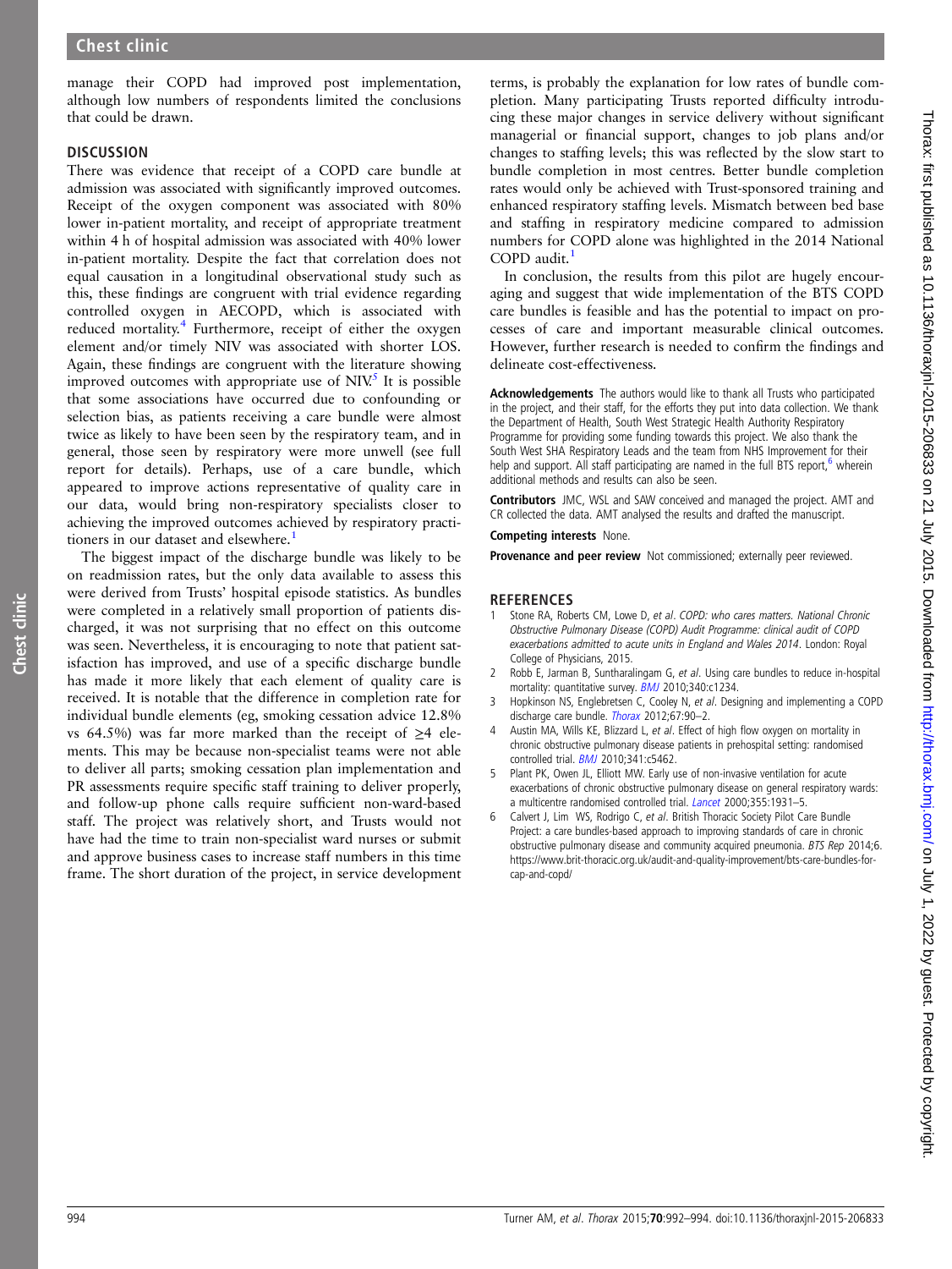manage their COPD had improved post implementation, although low numbers of respondents limited the conclusions that could be drawn.

## DISCUSSION

There was evidence that receipt of a COPD care bundle at admission was associated with significantly improved outcomes. Receipt of the oxygen component was associated with 80% lower in-patient mortality, and receipt of appropriate treatment within 4 h of hospital admission was associated with 40% lower in-patient mortality. Despite the fact that correlation does not equal causation in a longitudinal observational study such as this, these findings are congruent with trial evidence regarding controlled oxygen in AECOPD, which is associated with reduced mortality.[4] Furthermore, receipt of either the oxygen element and/or timely NIV was associated with shorter LOS. Again, these findings are congruent with the literature showing improved outcomes with appropriate use of NIV.[5] It is possible that some associations have occurred due to confounding or selection bias, as patients receiving a care bundle were almost twice as likely to have been seen by the respiratory team, and in general, those seen by respiratory were more unwell (see full report for details). Perhaps, use of a care bundle, which appeared to improve actions representative of quality care in our data, would bring non-respiratory specialists closer to achieving the improved outcomes achieved by respiratory practitioners in our dataset and elsewhere.[1]

The biggest impact of the discharge bundle was likely to be on readmission rates, but the only data available to assess this were derived from Trusts' hospital episode statistics. As bundles were completed in a relatively small proportion of patients discharged, it was not surprising that no effect on this outcome was seen. Nevertheless, it is encouraging to note that patient satisfaction has improved, and use of a specific discharge bundle has made it more likely that each element of quality care is received. It is notable that the difference in completion rate for individual bundle elements (eg, smoking cessation advice 12.8% vs 64.5%) was far more marked than the receipt of ≥4 elements. This may be because non-specialist teams were not able to deliver all parts; smoking cessation plan implementation and PR assessments require specific staff training to deliver properly, and follow-up phone calls require sufficient non-ward-based staff. The project was relatively short, and Trusts would not have had the time to train non-specialist ward nurses or submit and approve business cases to increase staff numbers in this time frame. The short duration of the project, in service development terms, is probably the explanation for low rates of bundle completion. Many participating Trusts reported difficulty introducing these major changes in service delivery without significant managerial or financial support, changes to job plans and/or changes to staffing levels; this was reflected by the slow start to bundle completion in most centres. Better bundle completion rates would only be achieved with Trust-sponsored training and enhanced respiratory staffing levels. Mismatch between bed base and staffing in respiratory medicine compared to admission numbers for COPD alone was highlighted in the 2014 National COPD audit.[1]

In conclusion, the results from this pilot are hugely encouraging and suggest that wide implementation of the BTS COPD care bundles is feasible and has the potential to impact on processes of care and important measurable clinical outcomes. However, further research is needed to confirm the findings and delineate cost-effectiveness.

**Acknowledgements** The authors would like to thank all Trusts who participated in the project, and their staff, for the efforts they put into data collection. We thank the Department of Health, South West Strategic Health Authority Respiratory Programme for providing some funding towards this project. We also thank the South West SHA Respiratory Leads and the team from NHS Improvement for their help and support. All staff participating are named in the full BTS report,[6] wherein additional methods and results can also be seen.

**Contributors** JMC, WSL and SAW conceived and managed the project. AMT and CR collected the data. AMT analysed the results and drafted the manuscript.

**Competing interests** None.

**Provenance and peer review** Not commissioned; externally peer reviewed.

## REFERENCES

1. Stone RA, Roberts CM, Lowe D, *et al*. *COPD: who cares matters. National Chronic Obstructive Pulmonary Disease (COPD) Audit Programme: clinical audit of COPD exacerbations admitted to acute units in England and Wales 2014*. London: Royal College of Physicians, 2015.
2. Robb E, Jarman B, Suntharalingam G, *et al*. Using care bundles to reduce in-hospital mortality: quantitative survey. *BMJ* 2010;340:c1234.
3. Hopkinson NS, Englebretsen C, Cooley N, *et al*. Designing and implementing a COPD discharge care bundle. *Thorax* 2012;67:90–2.
4. Austin MA, Wills KE, Blizzard L, *et al*. Effect of high flow oxygen on mortality in chronic obstructive pulmonary disease patients in prehospital setting: randomised controlled trial. *BMJ* 2010;341:c5462.
5. Plant PK, Owen JL, Elliott MW. Early use of non-invasive ventilation for acute exacerbations of chronic obstructive pulmonary disease on general respiratory wards: a multicentre randomised controlled trial. *Lancet* 2000;355:1931–5.
6. Calvert J, Lim WS, Rodrigo C, *et al*. British Thoracic Society Pilot Care Bundle Project: a care bundles-based approach to improving standards of care in chronic obstructive pulmonary disease and community acquired pneumonia. *BTS Rep* 2014;6. https://www.brit-thoracic.org.uk/audit-and-quality-improvement/bts-care-bundles-for-cap-and-copd/